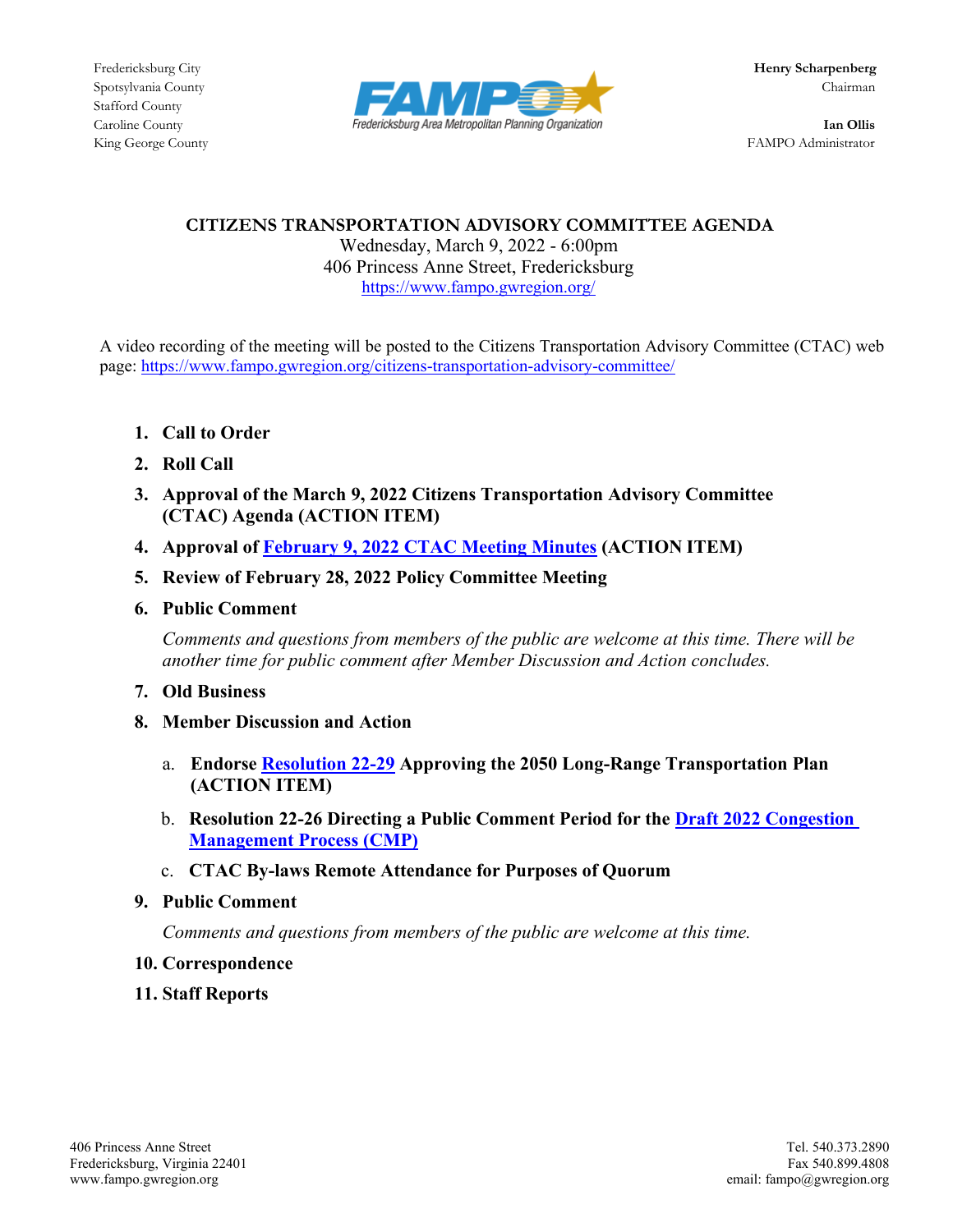Fredericksburg City
Spotsylvania County
Stafford County
Caroline County
King George County

FAMPO
Fredericksburg Area Metropolitan Planning Organization

**Henry Scharpenberg**
Chairman

**Ian Ollis**
FAMPO Administrator

## CITIZENS TRANSPORTATION ADVISORY COMMITTEE AGENDA

Wednesday, March 9, 2022 - 6:00pm
406 Princess Anne Street, Fredericksburg
https://www.fampo.gwregion.org/

A video recording of the meeting will be posted to the Citizens Transportation Advisory Committee (CTAC) web page: https://www.fampo.gwregion.org/citizens-transportation-advisory-committee/

1. **Call to Order**
2. **Roll Call**
3. **Approval of the March 9, 2022 Citizens Transportation Advisory Committee (CTAC) Agenda (ACTION ITEM)**
4. **Approval of February 9, 2022 CTAC Meeting Minutes (ACTION ITEM)**
5. **Review of February 28, 2022 Policy Committee Meeting**
6. **Public Comment**

   *Comments and questions from members of the public are welcome at this time. There will be another time for public comment after Member Discussion and Action concludes.*

7. **Old Business**
8. **Member Discussion and Action**

   a. **Endorse Resolution 22-29 Approving the 2050 Long-Range Transportation Plan (ACTION ITEM)**

   b. **Resolution 22-26 Directing a Public Comment Period for the Draft 2022 Congestion Management Process (CMP)**

   c. **CTAC By-laws Remote Attendance for Purposes of Quorum**

9. **Public Comment**

   *Comments and questions from members of the public are welcome at this time.*

10. **Correspondence**
11. **Staff Reports**

406 Princess Anne Street
Fredericksburg, Virginia 22401
www.fampo.gwregion.org

Tel. 540.373.2890
Fax 540.899.4808
email: fampo@gwregion.org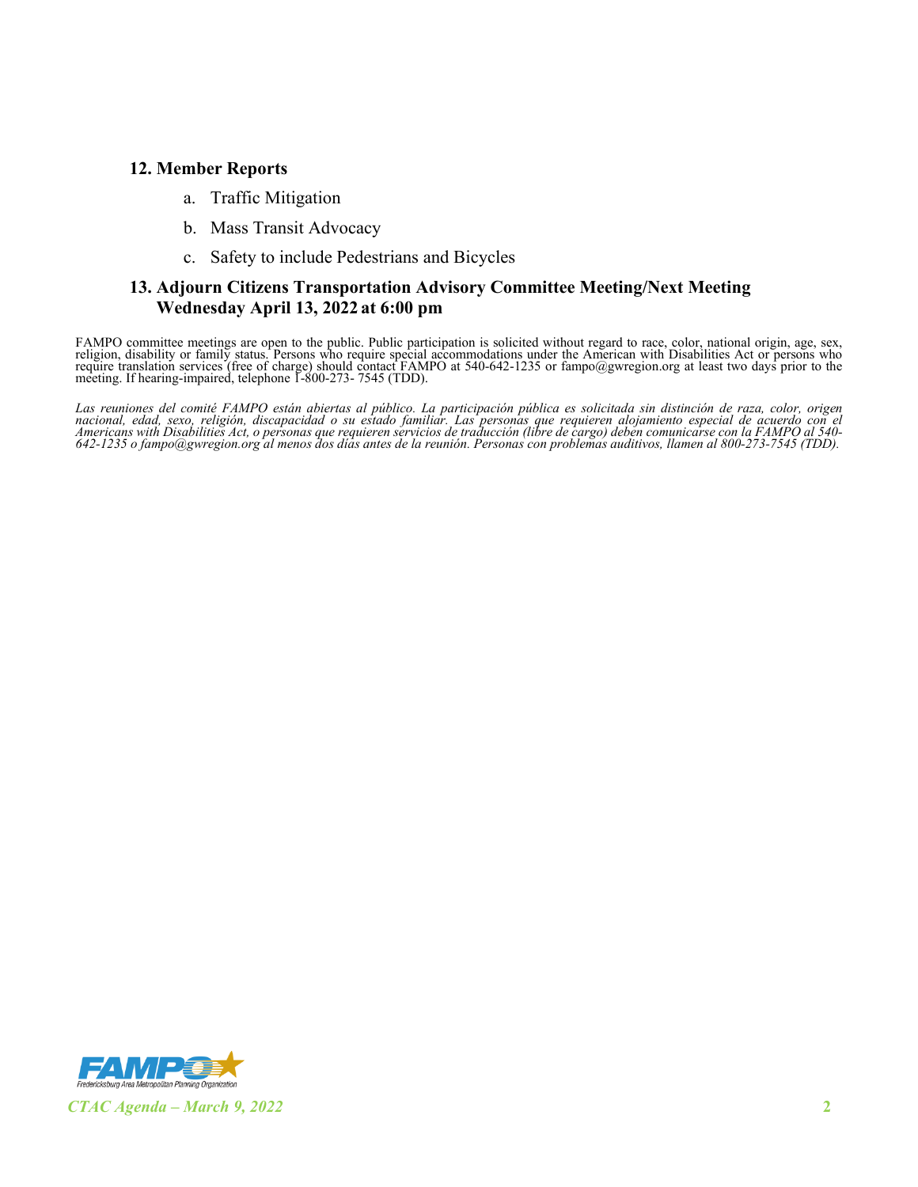**12. Member Reports**

a. Traffic Mitigation

b. Mass Transit Advocacy

c. Safety to include Pedestrians and Bicycles

**13. Adjourn Citizens Transportation Advisory Committee Meeting/Next Meeting Wednesday April 13, 2022 at 6:00 pm**

FAMPO committee meetings are open to the public. Public participation is solicited without regard to race, color, national origin, age, sex, religion, disability or family status. Persons who require special accommodations under the American with Disabilities Act or persons who require translation services (free of charge) should contact FAMPO at 540-642-1235 or fampo@gwregion.org at least two days prior to the meeting. If hearing-impaired, telephone 1-800-273- 7545 (TDD).

*Las reuniones del comité FAMPO están abiertas al público. La participación pública es solicitada sin distinción de raza, color, origen nacional, edad, sexo, religión, discapacidad o su estado familiar. Las personas que requieren alojamiento especial de acuerdo con el Americans with Disabilities Act, o personas que requieren servicios de traducción (libre de cargo) deben comunicarse con la FAMPO al 540-642-1235 o fampo@gwregion.org al menos dos días antes de la reunión. Personas con problemas auditivos, llamen al 800-273-7545 (TDD).*